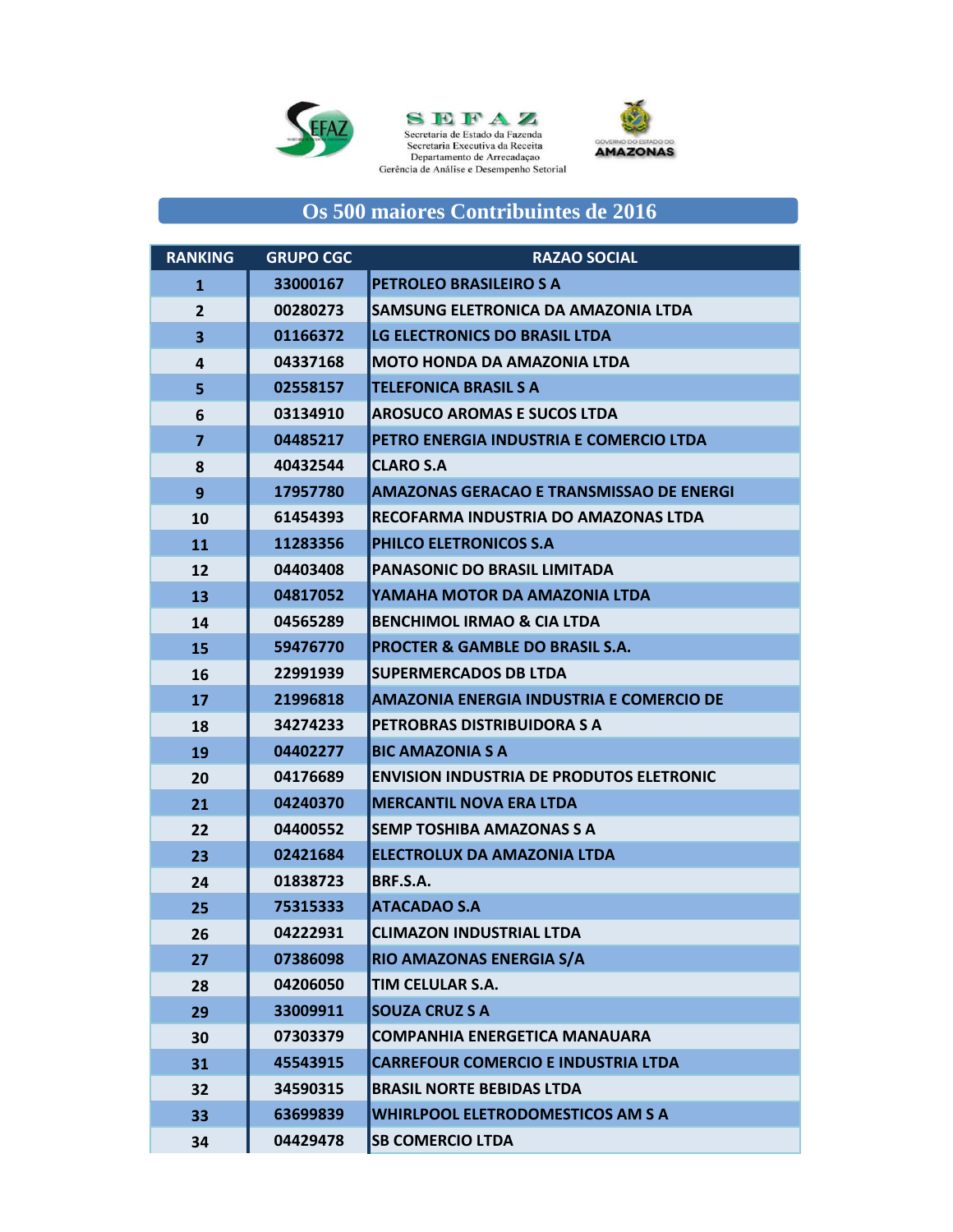SEFAZ
Secretaria de Estado da Fazenda
Secretaria Executiva da Receita
Departamento de Arrecadaçao
Gerência de Análise e Desempenho Setorial

GOVERNO DO ESTADO DO AMAZONAS

# Os 500 maiores Contribuintes de 2016

| RANKING | GRUPO CGC | RAZAO SOCIAL |
|---|---|---|
| 1 | 33000167 | PETROLEO BRASILEIRO S A |
| 2 | 00280273 | SAMSUNG ELETRONICA DA AMAZONIA LTDA |
| 3 | 01166372 | LG ELECTRONICS DO BRASIL LTDA |
| 4 | 04337168 | MOTO HONDA DA AMAZONIA LTDA |
| 5 | 02558157 | TELEFONICA BRASIL S A |
| 6 | 03134910 | AROSUCO AROMAS E SUCOS LTDA |
| 7 | 04485217 | PETRO ENERGIA INDUSTRIA E COMERCIO LTDA |
| 8 | 40432544 | CLARO S.A |
| 9 | 17957780 | AMAZONAS GERACAO E TRANSMISSAO DE ENERGI |
| 10 | 61454393 | RECOFARMA INDUSTRIA DO AMAZONAS LTDA |
| 11 | 11283356 | PHILCO ELETRONICOS S.A |
| 12 | 04403408 | PANASONIC DO BRASIL LIMITADA |
| 13 | 04817052 | YAMAHA MOTOR DA AMAZONIA LTDA |
| 14 | 04565289 | BENCHIMOL IRMAO & CIA LTDA |
| 15 | 59476770 | PROCTER & GAMBLE DO BRASIL S.A. |
| 16 | 22991939 | SUPERMERCADOS DB LTDA |
| 17 | 21996818 | AMAZONIA ENERGIA INDUSTRIA E COMERCIO DE |
| 18 | 34274233 | PETROBRAS DISTRIBUIDORA S A |
| 19 | 04402277 | BIC AMAZONIA S A |
| 20 | 04176689 | ENVISION INDUSTRIA DE PRODUTOS ELETRONIC |
| 21 | 04240370 | MERCANTIL NOVA ERA LTDA |
| 22 | 04400552 | SEMP TOSHIBA AMAZONAS S A |
| 23 | 02421684 | ELECTROLUX DA AMAZONIA LTDA |
| 24 | 01838723 | BRF.S.A. |
| 25 | 75315333 | ATACADAO S.A |
| 26 | 04222931 | CLIMAZON INDUSTRIAL LTDA |
| 27 | 07386098 | RIO AMAZONAS ENERGIA S/A |
| 28 | 04206050 | TIM CELULAR S.A. |
| 29 | 33009911 | SOUZA CRUZ S A |
| 30 | 07303379 | COMPANHIA ENERGETICA MANAUARA |
| 31 | 45543915 | CARREFOUR COMERCIO E INDUSTRIA LTDA |
| 32 | 34590315 | BRASIL NORTE BEBIDAS LTDA |
| 33 | 63699839 | WHIRLPOOL ELETRODOMESTICOS AM S A |
| 34 | 04429478 | SB COMERCIO LTDA |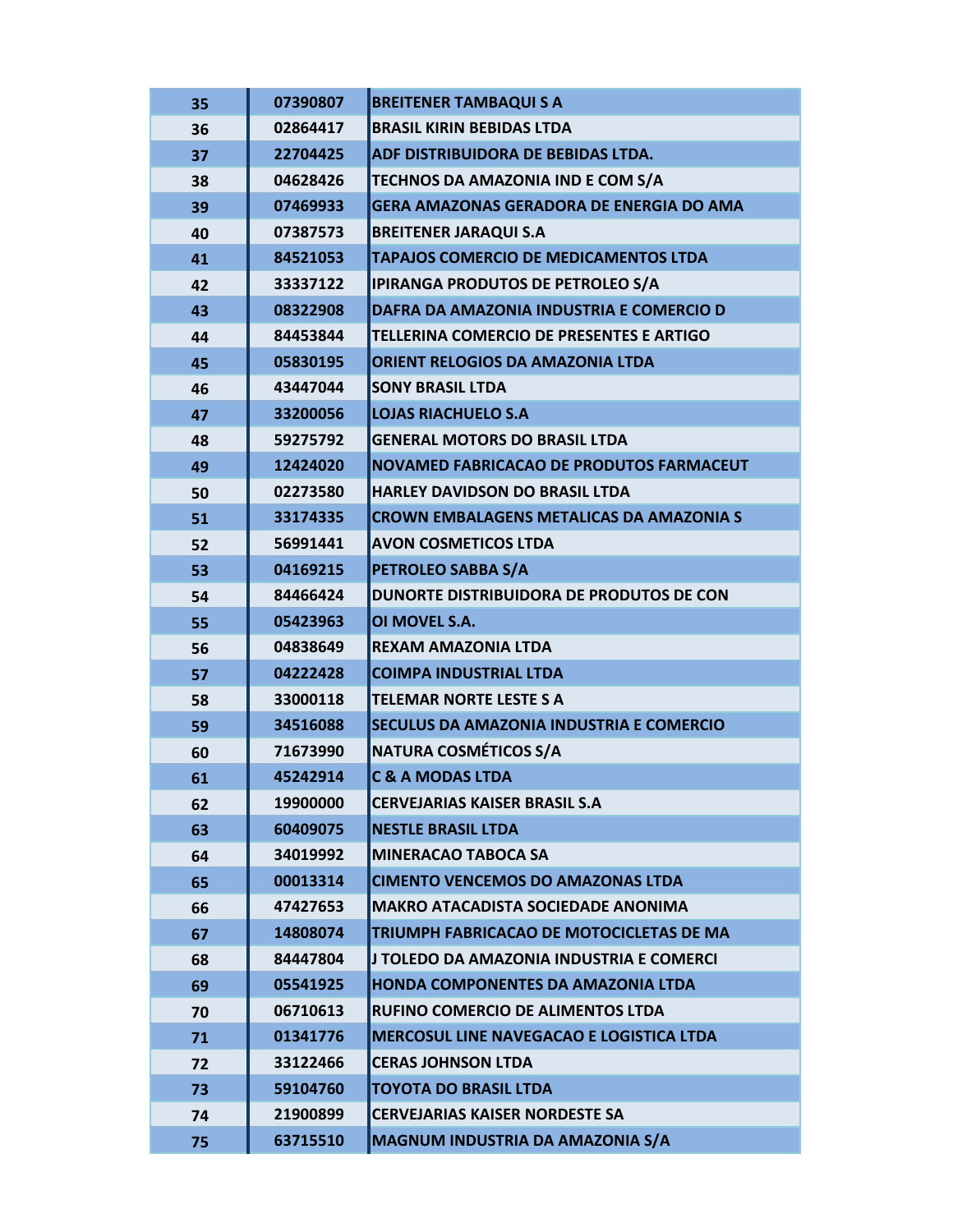| | | |
|---|---|---|
| 35 | 07390807 | BREITENER TAMBAQUI S A |
| 36 | 02864417 | BRASIL KIRIN BEBIDAS LTDA |
| 37 | 22704425 | ADF DISTRIBUIDORA DE BEBIDAS LTDA. |
| 38 | 04628426 | TECHNOS DA AMAZONIA IND E COM S/A |
| 39 | 07469933 | GERA AMAZONAS GERADORA DE ENERGIA DO AMA |
| 40 | 07387573 | BREITENER JARAQUI S.A |
| 41 | 84521053 | TAPAJOS COMERCIO DE MEDICAMENTOS LTDA |
| 42 | 33337122 | IPIRANGA PRODUTOS DE PETROLEO S/A |
| 43 | 08322908 | DAFRA DA AMAZONIA INDUSTRIA E COMERCIO D |
| 44 | 84453844 | TELLERINA COMERCIO DE PRESENTES E ARTIGO |
| 45 | 05830195 | ORIENT RELOGIOS DA AMAZONIA LTDA |
| 46 | 43447044 | SONY BRASIL LTDA |
| 47 | 33200056 | LOJAS RIACHUELO S.A |
| 48 | 59275792 | GENERAL MOTORS DO BRASIL LTDA |
| 49 | 12424020 | NOVAMED FABRICACAO DE PRODUTOS FARMACEUT |
| 50 | 02273580 | HARLEY DAVIDSON DO BRASIL LTDA |
| 51 | 33174335 | CROWN EMBALAGENS METALICAS DA AMAZONIA S |
| 52 | 56991441 | AVON COSMETICOS LTDA |
| 53 | 04169215 | PETROLEO SABBA S/A |
| 54 | 84466424 | DUNORTE DISTRIBUIDORA DE PRODUTOS DE CON |
| 55 | 05423963 | OI MOVEL S.A. |
| 56 | 04838649 | REXAM AMAZONIA LTDA |
| 57 | 04222428 | COIMPA INDUSTRIAL LTDA |
| 58 | 33000118 | TELEMAR NORTE LESTE S A |
| 59 | 34516088 | SECULUS DA AMAZONIA INDUSTRIA E COMERCIO |
| 60 | 71673990 | NATURA COSMÉTICOS S/A |
| 61 | 45242914 | C & A MODAS LTDA |
| 62 | 19900000 | CERVEJARIAS KAISER BRASIL S.A |
| 63 | 60409075 | NESTLE BRASIL LTDA |
| 64 | 34019992 | MINERACAO TABOCA SA |
| 65 | 00013314 | CIMENTO VENCEMOS DO AMAZONAS LTDA |
| 66 | 47427653 | MAKRO ATACADISTA SOCIEDADE ANONIMA |
| 67 | 14808074 | TRIUMPH FABRICACAO DE MOTOCICLETAS DE MA |
| 68 | 84447804 | J TOLEDO DA AMAZONIA INDUSTRIA E COMERCI |
| 69 | 05541925 | HONDA COMPONENTES DA AMAZONIA LTDA |
| 70 | 06710613 | RUFINO COMERCIO DE ALIMENTOS LTDA |
| 71 | 01341776 | MERCOSUL LINE NAVEGACAO E LOGISTICA LTDA |
| 72 | 33122466 | CERAS JOHNSON LTDA |
| 73 | 59104760 | TOYOTA DO BRASIL LTDA |
| 74 | 21900899 | CERVEJARIAS KAISER NORDESTE SA |
| 75 | 63715510 | MAGNUM INDUSTRIA DA AMAZONIA S/A |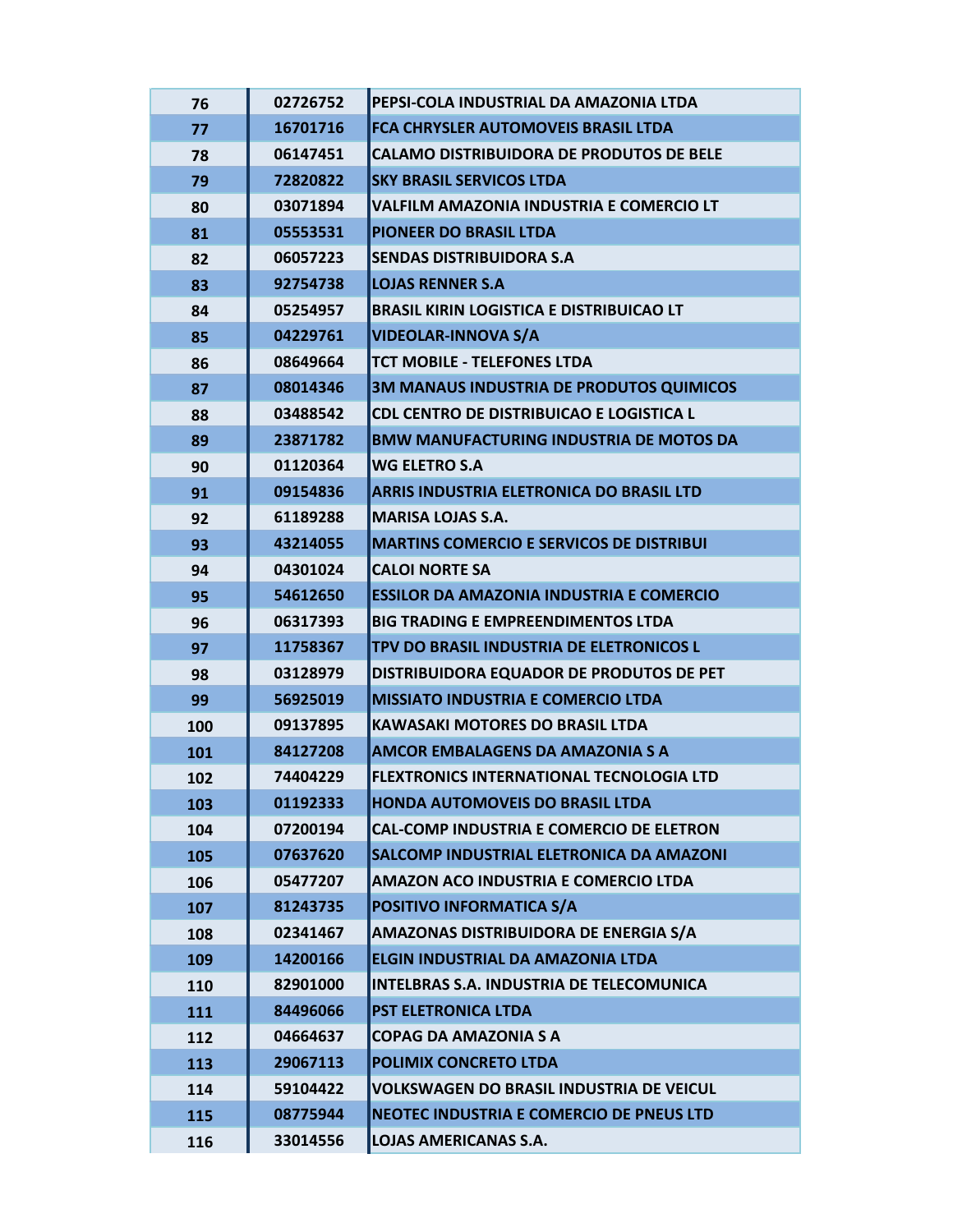| | | |
|---|---|---|
| 76 | 02726752 | PEPSI-COLA INDUSTRIAL DA AMAZONIA LTDA |
| 77 | 16701716 | FCA CHRYSLER AUTOMOVEIS BRASIL LTDA |
| 78 | 06147451 | CALAMO DISTRIBUIDORA DE PRODUTOS DE BELE |
| 79 | 72820822 | SKY BRASIL SERVICOS LTDA |
| 80 | 03071894 | VALFILM AMAZONIA INDUSTRIA E COMERCIO LT |
| 81 | 05553531 | PIONEER DO BRASIL LTDA |
| 82 | 06057223 | SENDAS DISTRIBUIDORA S.A |
| 83 | 92754738 | LOJAS RENNER S.A |
| 84 | 05254957 | BRASIL KIRIN LOGISTICA E DISTRIBUICAO LT |
| 85 | 04229761 | VIDEOLAR-INNOVA S/A |
| 86 | 08649664 | TCT MOBILE - TELEFONES LTDA |
| 87 | 08014346 | 3M MANAUS INDUSTRIA DE PRODUTOS QUIMICOS |
| 88 | 03488542 | CDL CENTRO DE DISTRIBUICAO E LOGISTICA L |
| 89 | 23871782 | BMW MANUFACTURING INDUSTRIA DE MOTOS DA |
| 90 | 01120364 | WG ELETRO S.A |
| 91 | 09154836 | ARRIS INDUSTRIA ELETRONICA DO BRASIL LTD |
| 92 | 61189288 | MARISA LOJAS S.A. |
| 93 | 43214055 | MARTINS COMERCIO E SERVICOS DE DISTRIBUI |
| 94 | 04301024 | CALOI NORTE SA |
| 95 | 54612650 | ESSILOR DA AMAZONIA INDUSTRIA E COMERCIO |
| 96 | 06317393 | BIG TRADING E EMPREENDIMENTOS LTDA |
| 97 | 11758367 | TPV DO BRASIL INDUSTRIA DE ELETRONICOS L |
| 98 | 03128979 | DISTRIBUIDORA EQUADOR DE PRODUTOS DE PET |
| 99 | 56925019 | MISSIATO INDUSTRIA E COMERCIO LTDA |
| 100 | 09137895 | KAWASAKI MOTORES DO BRASIL LTDA |
| 101 | 84127208 | AMCOR EMBALAGENS DA AMAZONIA S A |
| 102 | 74404229 | FLEXTRONICS INTERNATIONAL TECNOLOGIA LTD |
| 103 | 01192333 | HONDA AUTOMOVEIS DO BRASIL LTDA |
| 104 | 07200194 | CAL-COMP INDUSTRIA E COMERCIO DE ELETRON |
| 105 | 07637620 | SALCOMP INDUSTRIAL ELETRONICA DA AMAZONI |
| 106 | 05477207 | AMAZON ACO INDUSTRIA E COMERCIO LTDA |
| 107 | 81243735 | POSITIVO INFORMATICA S/A |
| 108 | 02341467 | AMAZONAS DISTRIBUIDORA DE ENERGIA S/A |
| 109 | 14200166 | ELGIN INDUSTRIAL DA AMAZONIA LTDA |
| 110 | 82901000 | INTELBRAS S.A. INDUSTRIA DE TELECOMUNICA |
| 111 | 84496066 | PST ELETRONICA LTDA |
| 112 | 04664637 | COPAG DA AMAZONIA S A |
| 113 | 29067113 | POLIMIX CONCRETO LTDA |
| 114 | 59104422 | VOLKSWAGEN DO BRASIL INDUSTRIA DE VEICUL |
| 115 | 08775944 | NEOTEC INDUSTRIA E COMERCIO DE PNEUS LTD |
| 116 | 33014556 | LOJAS AMERICANAS S.A. |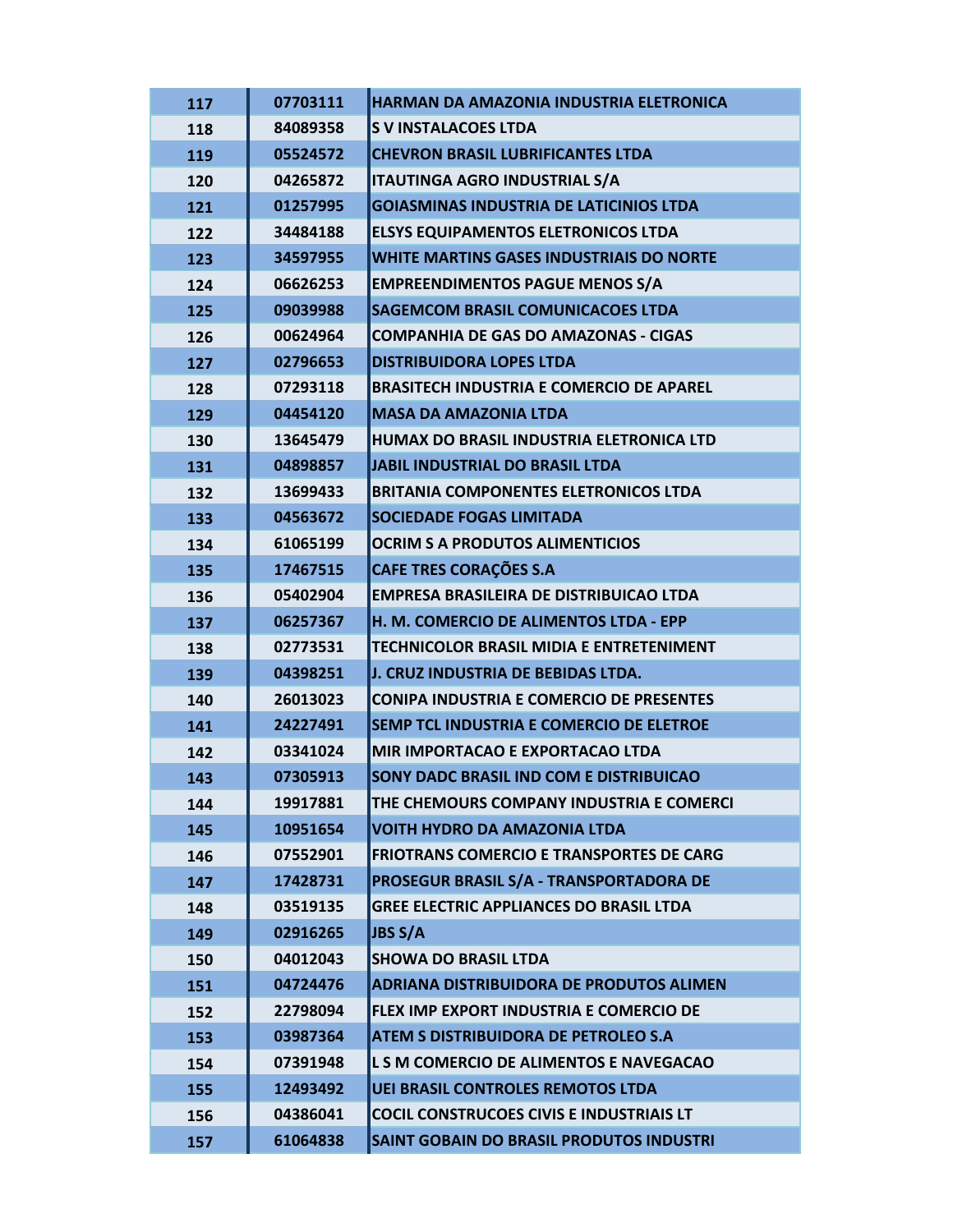| 117 | 07703111 | HARMAN DA AMAZONIA INDUSTRIA ELETRONICA |
|---|---|---|
| 118 | 84089358 | S V INSTALACOES LTDA |
| 119 | 05524572 | CHEVRON BRASIL LUBRIFICANTES LTDA |
| 120 | 04265872 | ITAUTINGA AGRO INDUSTRIAL S/A |
| 121 | 01257995 | GOIASMINAS INDUSTRIA DE LATICINIOS LTDA |
| 122 | 34484188 | ELSYS EQUIPAMENTOS ELETRONICOS LTDA |
| 123 | 34597955 | WHITE MARTINS GASES INDUSTRIAIS DO NORTE |
| 124 | 06626253 | EMPREENDIMENTOS PAGUE MENOS S/A |
| 125 | 09039988 | SAGEMCOM BRASIL COMUNICACOES LTDA |
| 126 | 00624964 | COMPANHIA DE GAS DO AMAZONAS - CIGAS |
| 127 | 02796653 | DISTRIBUIDORA LOPES LTDA |
| 128 | 07293118 | BRASITECH INDUSTRIA E COMERCIO DE APAREL |
| 129 | 04454120 | MASA DA AMAZONIA LTDA |
| 130 | 13645479 | HUMAX DO BRASIL INDUSTRIA ELETRONICA LTD |
| 131 | 04898857 | JABIL INDUSTRIAL DO BRASIL LTDA |
| 132 | 13699433 | BRITANIA COMPONENTES ELETRONICOS LTDA |
| 133 | 04563672 | SOCIEDADE FOGAS LIMITADA |
| 134 | 61065199 | OCRIM S A PRODUTOS ALIMENTICIOS |
| 135 | 17467515 | CAFE TRES CORAÇÕES S.A |
| 136 | 05402904 | EMPRESA BRASILEIRA DE DISTRIBUICAO LTDA |
| 137 | 06257367 | H. M. COMERCIO DE ALIMENTOS LTDA - EPP |
| 138 | 02773531 | TECHNICOLOR BRASIL MIDIA E ENTRETENIMENT |
| 139 | 04398251 | J. CRUZ INDUSTRIA DE BEBIDAS LTDA. |
| 140 | 26013023 | CONIPA INDUSTRIA E COMERCIO DE PRESENTES |
| 141 | 24227491 | SEMP TCL INDUSTRIA E COMERCIO DE ELETROE |
| 142 | 03341024 | MIR IMPORTACAO E EXPORTACAO LTDA |
| 143 | 07305913 | SONY DADC BRASIL IND COM E DISTRIBUICAO |
| 144 | 19917881 | THE CHEMOURS COMPANY INDUSTRIA E COMERCI |
| 145 | 10951654 | VOITH HYDRO DA AMAZONIA LTDA |
| 146 | 07552901 | FRIOTRANS COMERCIO E TRANSPORTES DE CARG |
| 147 | 17428731 | PROSEGUR BRASIL S/A - TRANSPORTADORA DE |
| 148 | 03519135 | GREE ELECTRIC APPLIANCES DO BRASIL LTDA |
| 149 | 02916265 | JBS S/A |
| 150 | 04012043 | SHOWA DO BRASIL LTDA |
| 151 | 04724476 | ADRIANA DISTRIBUIDORA DE PRODUTOS ALIMEN |
| 152 | 22798094 | FLEX IMP EXPORT INDUSTRIA E COMERCIO DE |
| 153 | 03987364 | ATEM S DISTRIBUIDORA DE PETROLEO S.A |
| 154 | 07391948 | L S M COMERCIO DE ALIMENTOS E NAVEGACAO |
| 155 | 12493492 | UEI BRASIL CONTROLES REMOTOS LTDA |
| 156 | 04386041 | COCIL CONSTRUCOES CIVIS E INDUSTRIAIS LT |
| 157 | 61064838 | SAINT GOBAIN DO BRASIL PRODUTOS INDUSTRI |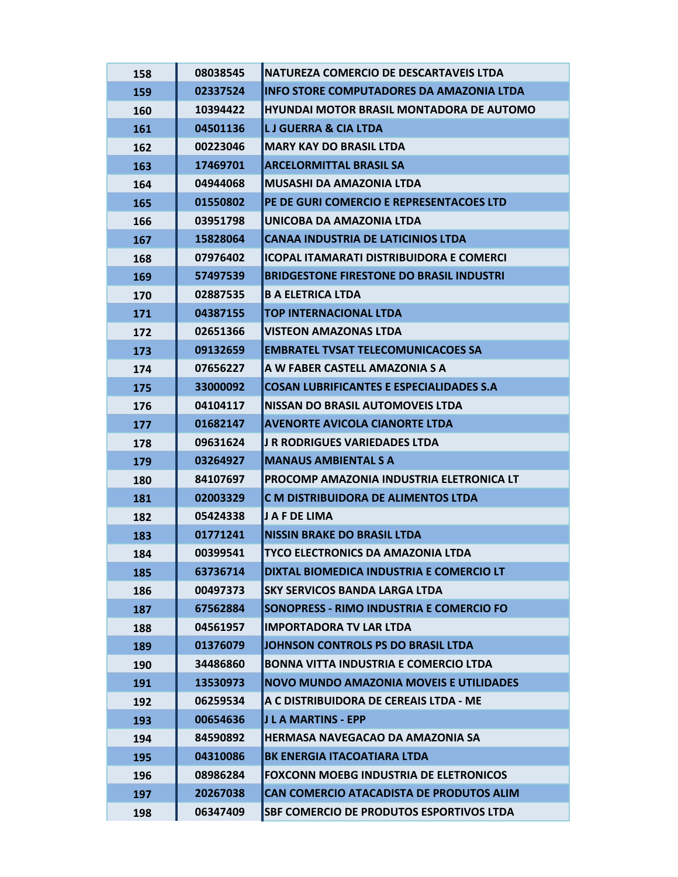| 158 | 08038545 | NATUREZA COMERCIO DE DESCARTAVEIS LTDA |
|---|---|---|
| 159 | 02337524 | INFO STORE COMPUTADORES DA AMAZONIA LTDA |
| 160 | 10394422 | HYUNDAI MOTOR BRASIL MONTADORA DE AUTOMO |
| 161 | 04501136 | L J GUERRA & CIA LTDA |
| 162 | 00223046 | MARY KAY DO BRASIL LTDA |
| 163 | 17469701 | ARCELORMITTAL BRASIL SA |
| 164 | 04944068 | MUSASHI DA AMAZONIA LTDA |
| 165 | 01550802 | PE DE GURI COMERCIO E REPRESENTACOES LTD |
| 166 | 03951798 | UNICOBA DA AMAZONIA LTDA |
| 167 | 15828064 | CANAA INDUSTRIA DE LATICINIOS LTDA |
| 168 | 07976402 | ICOPAL ITAMARATI DISTRIBUIDORA E COMERCI |
| 169 | 57497539 | BRIDGESTONE FIRESTONE DO BRASIL INDUSTRI |
| 170 | 02887535 | B A ELETRICA LTDA |
| 171 | 04387155 | TOP INTERNACIONAL LTDA |
| 172 | 02651366 | VISTEON AMAZONAS LTDA |
| 173 | 09132659 | EMBRATEL TVSAT TELECOMUNICACOES SA |
| 174 | 07656227 | A W FABER CASTELL AMAZONIA S A |
| 175 | 33000092 | COSAN LUBRIFICANTES E ESPECIALIDADES S.A |
| 176 | 04104117 | NISSAN DO BRASIL AUTOMOVEIS LTDA |
| 177 | 01682147 | AVENORTE AVICOLA CIANORTE LTDA |
| 178 | 09631624 | J R RODRIGUES VARIEDADES LTDA |
| 179 | 03264927 | MANAUS AMBIENTAL S A |
| 180 | 84107697 | PROCOMP AMAZONIA INDUSTRIA ELETRONICA LT |
| 181 | 02003329 | C M DISTRIBUIDORA DE ALIMENTOS LTDA |
| 182 | 05424338 | J A F DE LIMA |
| 183 | 01771241 | NISSIN BRAKE DO BRASIL LTDA |
| 184 | 00399541 | TYCO ELECTRONICS DA AMAZONIA LTDA |
| 185 | 63736714 | DIXTAL BIOMEDICA INDUSTRIA E COMERCIO LT |
| 186 | 00497373 | SKY SERVICOS BANDA LARGA LTDA |
| 187 | 67562884 | SONOPRESS - RIMO INDUSTRIA E COMERCIO FO |
| 188 | 04561957 | IMPORTADORA TV LAR LTDA |
| 189 | 01376079 | JOHNSON CONTROLS PS DO BRASIL LTDA |
| 190 | 34486860 | BONNA VITTA INDUSTRIA E COMERCIO LTDA |
| 191 | 13530973 | NOVO MUNDO AMAZONIA MOVEIS E UTILIDADES |
| 192 | 06259534 | A C DISTRIBUIDORA DE CEREAIS LTDA - ME |
| 193 | 00654636 | J L A MARTINS - EPP |
| 194 | 84590892 | HERMASA NAVEGACAO DA AMAZONIA SA |
| 195 | 04310086 | BK ENERGIA ITACOATIARA LTDA |
| 196 | 08986284 | FOXCONN MOEBG INDUSTRIA DE ELETRONICOS |
| 197 | 20267038 | CAN COMERCIO ATACADISTA DE PRODUTOS ALIM |
| 198 | 06347409 | SBF COMERCIO DE PRODUTOS ESPORTIVOS LTDA |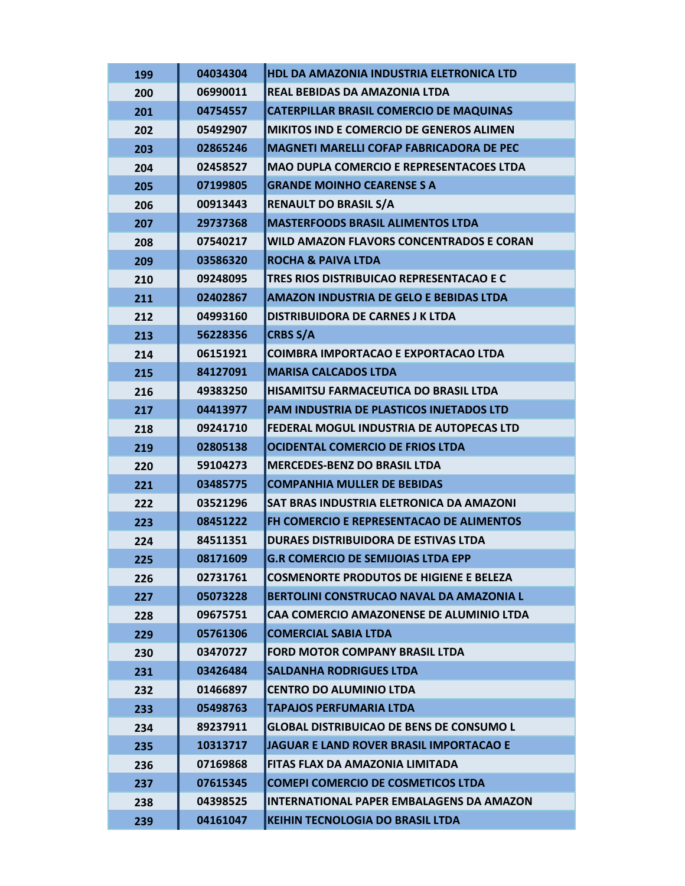| | | |
|---|---|---|
| 199 | 04034304 | HDL DA AMAZONIA INDUSTRIA ELETRONICA LTD |
| 200 | 06990011 | REAL BEBIDAS DA AMAZONIA LTDA |
| 201 | 04754557 | CATERPILLAR BRASIL COMERCIO DE MAQUINAS |
| 202 | 05492907 | MIKITOS IND E COMERCIO DE GENEROS ALIMEN |
| 203 | 02865246 | MAGNETI MARELLI COFAP FABRICADORA DE PEC |
| 204 | 02458527 | MAO DUPLA COMERCIO E REPRESENTACOES LTDA |
| 205 | 07199805 | GRANDE MOINHO CEARENSE S A |
| 206 | 00913443 | RENAULT DO BRASIL S/A |
| 207 | 29737368 | MASTERFOODS BRASIL ALIMENTOS LTDA |
| 208 | 07540217 | WILD AMAZON FLAVORS CONCENTRADOS E CORAN |
| 209 | 03586320 | ROCHA & PAIVA LTDA |
| 210 | 09248095 | TRES RIOS DISTRIBUICAO REPRESENTACAO E C |
| 211 | 02402867 | AMAZON INDUSTRIA DE GELO E BEBIDAS LTDA |
| 212 | 04993160 | DISTRIBUIDORA DE CARNES J K LTDA |
| 213 | 56228356 | CRBS S/A |
| 214 | 06151921 | COIMBRA IMPORTACAO E EXPORTACAO LTDA |
| 215 | 84127091 | MARISA CALCADOS LTDA |
| 216 | 49383250 | HISAMITSU FARMACEUTICA DO BRASIL LTDA |
| 217 | 04413977 | PAM INDUSTRIA DE PLASTICOS INJETADOS LTD |
| 218 | 09241710 | FEDERAL MOGUL INDUSTRIA DE AUTOPECAS LTD |
| 219 | 02805138 | OCIDENTAL COMERCIO DE FRIOS LTDA |
| 220 | 59104273 | MERCEDES-BENZ DO BRASIL LTDA |
| 221 | 03485775 | COMPANHIA MULLER DE BEBIDAS |
| 222 | 03521296 | SAT BRAS INDUSTRIA ELETRONICA DA AMAZONI |
| 223 | 08451222 | FH COMERCIO E REPRESENTACAO DE ALIMENTOS |
| 224 | 84511351 | DURAES DISTRIBUIDORA DE ESTIVAS LTDA |
| 225 | 08171609 | G.R COMERCIO DE SEMIJOIAS LTDA EPP |
| 226 | 02731761 | COSMENORTE PRODUTOS DE HIGIENE E BELEZA |
| 227 | 05073228 | BERTOLINI CONSTRUCAO NAVAL DA AMAZONIA L |
| 228 | 09675751 | CAA COMERCIO AMAZONENSE DE ALUMINIO LTDA |
| 229 | 05761306 | COMERCIAL SABIA LTDA |
| 230 | 03470727 | FORD MOTOR COMPANY BRASIL LTDA |
| 231 | 03426484 | SALDANHA RODRIGUES LTDA |
| 232 | 01466897 | CENTRO DO ALUMINIO LTDA |
| 233 | 05498763 | TAPAJOS PERFUMARIA LTDA |
| 234 | 89237911 | GLOBAL DISTRIBUICAO DE BENS DE CONSUMO L |
| 235 | 10313717 | JAGUAR E LAND ROVER BRASIL IMPORTACAO E |
| 236 | 07169868 | FITAS FLAX DA AMAZONIA LIMITADA |
| 237 | 07615345 | COMEPI COMERCIO DE COSMETICOS LTDA |
| 238 | 04398525 | INTERNATIONAL PAPER EMBALAGENS DA AMAZON |
| 239 | 04161047 | KEIHIN TECNOLOGIA DO BRASIL LTDA |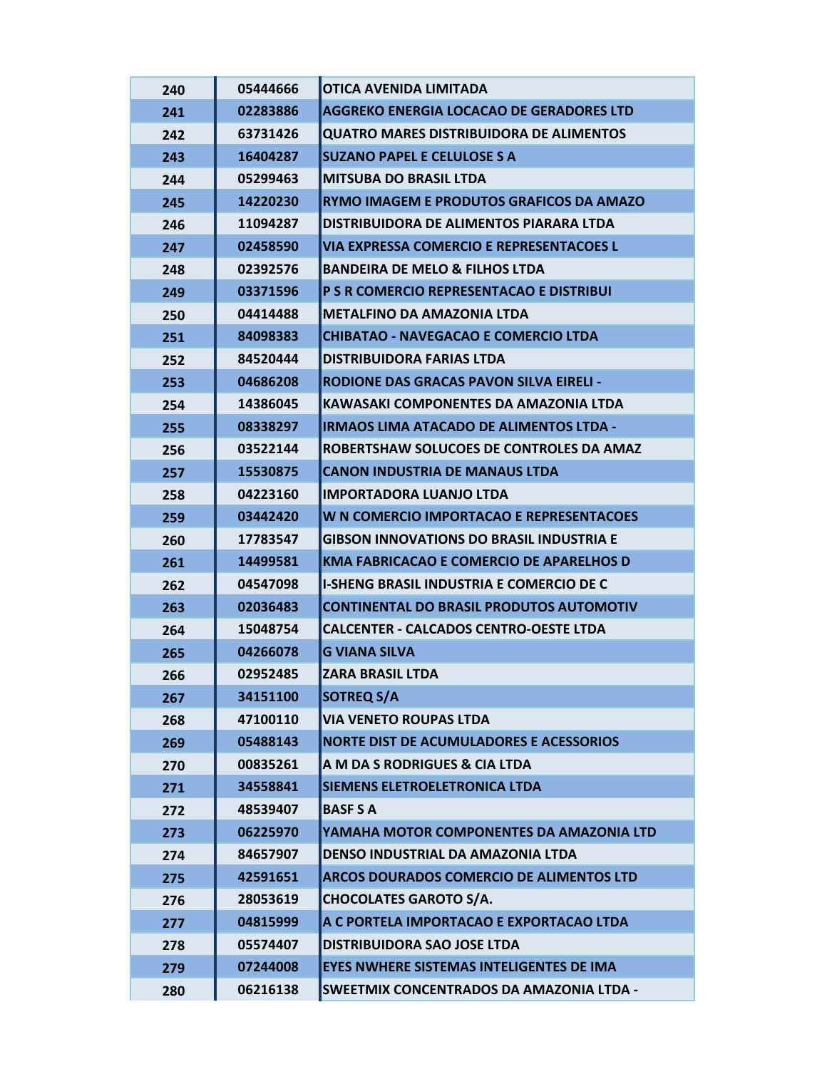| | | |
|---|---|---|
| 240 | 05444666 | OTICA AVENIDA LIMITADA |
| 241 | 02283886 | AGGREKO ENERGIA LOCACAO DE GERADORES LTD |
| 242 | 63731426 | QUATRO MARES DISTRIBUIDORA DE ALIMENTOS |
| 243 | 16404287 | SUZANO PAPEL E CELULOSE S A |
| 244 | 05299463 | MITSUBA DO BRASIL LTDA |
| 245 | 14220230 | RYMO IMAGEM E PRODUTOS GRAFICOS DA AMAZO |
| 246 | 11094287 | DISTRIBUIDORA DE ALIMENTOS PIARARA LTDA |
| 247 | 02458590 | VIA EXPRESSA COMERCIO E REPRESENTACOES L |
| 248 | 02392576 | BANDEIRA DE MELO & FILHOS LTDA |
| 249 | 03371596 | P S R COMERCIO REPRESENTACAO E DISTRIBUI |
| 250 | 04414488 | METALFINO DA AMAZONIA LTDA |
| 251 | 84098383 | CHIBATAO - NAVEGACAO E COMERCIO LTDA |
| 252 | 84520444 | DISTRIBUIDORA FARIAS LTDA |
| 253 | 04686208 | RODIONE DAS GRACAS PAVON SILVA EIRELI - |
| 254 | 14386045 | KAWASAKI COMPONENTES DA AMAZONIA LTDA |
| 255 | 08338297 | IRMAOS LIMA ATACADO DE ALIMENTOS LTDA - |
| 256 | 03522144 | ROBERTSHAW SOLUCOES DE CONTROLES DA AMAZ |
| 257 | 15530875 | CANON INDUSTRIA DE MANAUS LTDA |
| 258 | 04223160 | IMPORTADORA LUANJO LTDA |
| 259 | 03442420 | W N COMERCIO IMPORTACAO E REPRESENTACOES |
| 260 | 17783547 | GIBSON INNOVATIONS DO BRASIL INDUSTRIA E |
| 261 | 14499581 | KMA FABRICACAO E COMERCIO DE APARELHOS D |
| 262 | 04547098 | I-SHENG BRASIL INDUSTRIA E COMERCIO DE C |
| 263 | 02036483 | CONTINENTAL DO BRASIL PRODUTOS AUTOMOTIV |
| 264 | 15048754 | CALCENTER - CALCADOS CENTRO-OESTE LTDA |
| 265 | 04266078 | G VIANA SILVA |
| 266 | 02952485 | ZARA BRASIL LTDA |
| 267 | 34151100 | SOTREQ S/A |
| 268 | 47100110 | VIA VENETO ROUPAS LTDA |
| 269 | 05488143 | NORTE DIST DE ACUMULADORES E ACESSORIOS |
| 270 | 00835261 | A M DA S RODRIGUES & CIA LTDA |
| 271 | 34558841 | SIEMENS ELETROELETRONICA LTDA |
| 272 | 48539407 | BASF S A |
| 273 | 06225970 | YAMAHA MOTOR COMPONENTES DA AMAZONIA LTD |
| 274 | 84657907 | DENSO INDUSTRIAL DA AMAZONIA LTDA |
| 275 | 42591651 | ARCOS DOURADOS COMERCIO DE ALIMENTOS LTD |
| 276 | 28053619 | CHOCOLATES GAROTO S/A. |
| 277 | 04815999 | A C PORTELA IMPORTACAO E EXPORTACAO LTDA |
| 278 | 05574407 | DISTRIBUIDORA SAO JOSE LTDA |
| 279 | 07244008 | EYES NWHERE SISTEMAS INTELIGENTES DE IMA |
| 280 | 06216138 | SWEETMIX CONCENTRADOS DA AMAZONIA LTDA - |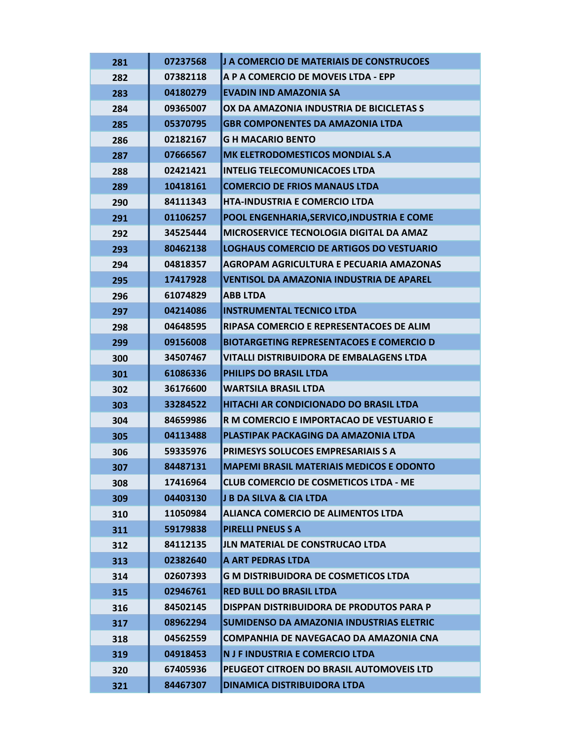| 281 | 07237568 | J A COMERCIO DE MATERIAIS DE CONSTRUCOES |
|---|---|---|
| 282 | 07382118 | A P A COMERCIO DE MOVEIS LTDA - EPP |
| 283 | 04180279 | EVADIN IND AMAZONIA SA |
| 284 | 09365007 | OX DA AMAZONIA INDUSTRIA DE BICICLETAS S |
| 285 | 05370795 | GBR COMPONENTES DA AMAZONIA LTDA |
| 286 | 02182167 | G H MACARIO BENTO |
| 287 | 07666567 | MK ELETRODOMESTICOS MONDIAL S.A |
| 288 | 02421421 | INTELIG TELECOMUNICACOES LTDA |
| 289 | 10418161 | COMERCIO DE FRIOS MANAUS LTDA |
| 290 | 84111343 | HTA-INDUSTRIA E COMERCIO LTDA |
| 291 | 01106257 | POOL ENGENHARIA,SERVICO,INDUSTRIA E COME |
| 292 | 34525444 | MICROSERVICE TECNOLOGIA DIGITAL DA AMAZ |
| 293 | 80462138 | LOGHAUS COMERCIO DE ARTIGOS DO VESTUARIO |
| 294 | 04818357 | AGROPAM AGRICULTURA E PECUARIA AMAZONAS |
| 295 | 17417928 | VENTISOL DA AMAZONIA INDUSTRIA DE APAREL |
| 296 | 61074829 | ABB LTDA |
| 297 | 04214086 | INSTRUMENTAL TECNICO LTDA |
| 298 | 04648595 | RIPASA COMERCIO E REPRESENTACOES DE ALIM |
| 299 | 09156008 | BIOTARGETING REPRESENTACOES E COMERCIO D |
| 300 | 34507467 | VITALLI DISTRIBUIDORA DE EMBALAGENS LTDA |
| 301 | 61086336 | PHILIPS DO BRASIL LTDA |
| 302 | 36176600 | WARTSILA BRASIL LTDA |
| 303 | 33284522 | HITACHI AR CONDICIONADO DO BRASIL LTDA |
| 304 | 84659986 | R M COMERCIO E IMPORTACAO DE VESTUARIO E |
| 305 | 04113488 | PLASTIPAK PACKAGING DA AMAZONIA LTDA |
| 306 | 59335976 | PRIMESYS SOLUCOES EMPRESARIAIS S A |
| 307 | 84487131 | MAPEMI BRASIL MATERIAIS MEDICOS E ODONTO |
| 308 | 17416964 | CLUB COMERCIO DE COSMETICOS LTDA - ME |
| 309 | 04403130 | J B DA SILVA & CIA LTDA |
| 310 | 11050984 | ALIANCA COMERCIO DE ALIMENTOS LTDA |
| 311 | 59179838 | PIRELLI PNEUS S A |
| 312 | 84112135 | JLN MATERIAL DE CONSTRUCAO LTDA |
| 313 | 02382640 | A ART PEDRAS LTDA |
| 314 | 02607393 | G M DISTRIBUIDORA DE COSMETICOS LTDA |
| 315 | 02946761 | RED BULL DO BRASIL LTDA |
| 316 | 84502145 | DISPPAN DISTRIBUIDORA DE PRODUTOS PARA P |
| 317 | 08962294 | SUMIDENSO DA AMAZONIA INDUSTRIAS ELETRIC |
| 318 | 04562559 | COMPANHIA DE NAVEGACAO DA AMAZONIA CNA |
| 319 | 04918453 | N J F INDUSTRIA E COMERCIO LTDA |
| 320 | 67405936 | PEUGEOT CITROEN DO BRASIL AUTOMOVEIS LTD |
| 321 | 84467307 | DINAMICA DISTRIBUIDORA LTDA |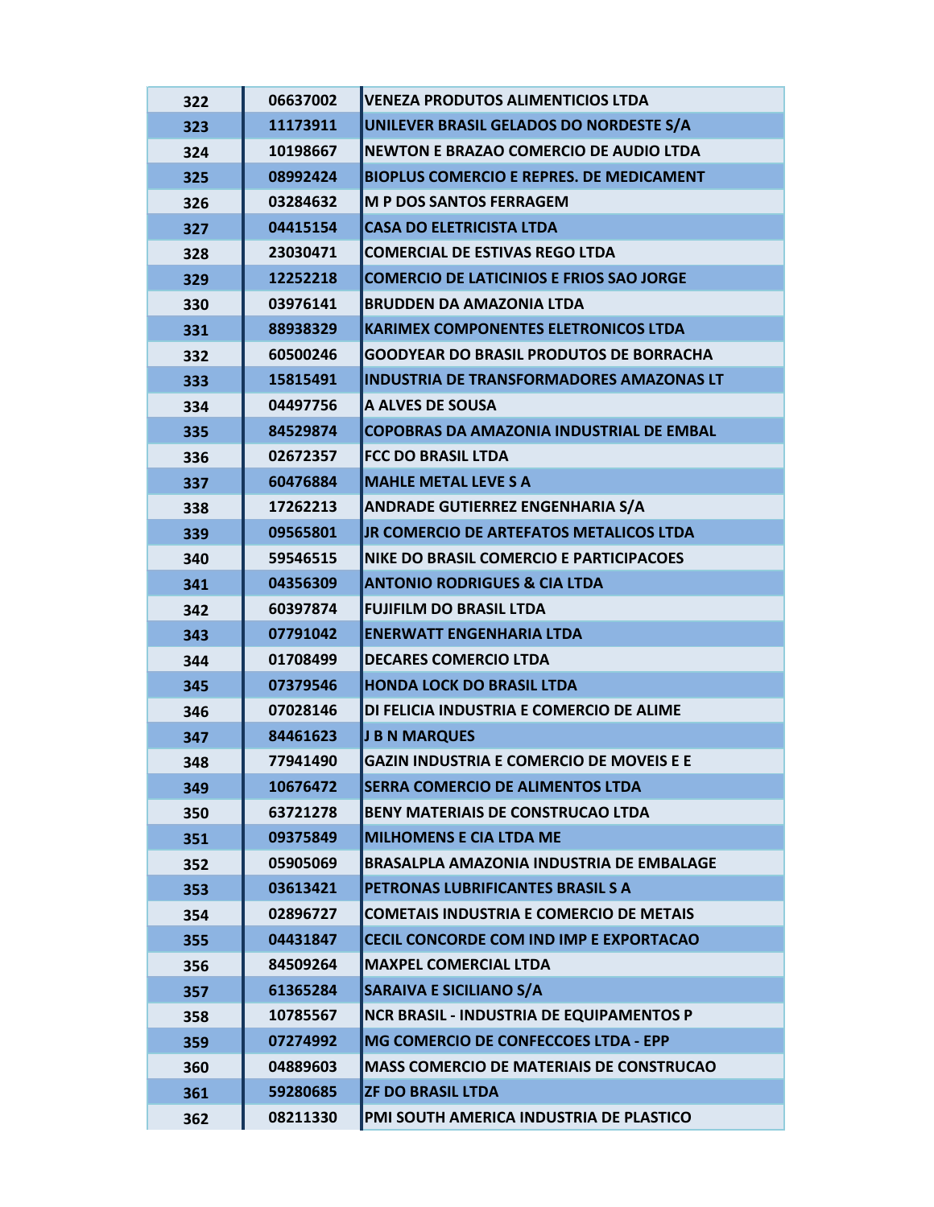| | | |
|---|---|---|
| 322 | 06637002 | VENEZA PRODUTOS ALIMENTICIOS LTDA |
| 323 | 11173911 | UNILEVER BRASIL GELADOS DO NORDESTE S/A |
| 324 | 10198667 | NEWTON E BRAZAO COMERCIO DE AUDIO LTDA |
| 325 | 08992424 | BIOPLUS COMERCIO E REPRES. DE MEDICAMENT |
| 326 | 03284632 | M P DOS SANTOS FERRAGEM |
| 327 | 04415154 | CASA DO ELETRICISTA LTDA |
| 328 | 23030471 | COMERCIAL DE ESTIVAS REGO LTDA |
| 329 | 12252218 | COMERCIO DE LATICINIOS E FRIOS SAO JORGE |
| 330 | 03976141 | BRUDDEN DA AMAZONIA LTDA |
| 331 | 88938329 | KARIMEX COMPONENTES ELETRONICOS LTDA |
| 332 | 60500246 | GOODYEAR DO BRASIL PRODUTOS DE BORRACHA |
| 333 | 15815491 | INDUSTRIA DE TRANSFORMADORES AMAZONAS LT |
| 334 | 04497756 | A ALVES DE SOUSA |
| 335 | 84529874 | COPOBRAS DA AMAZONIA INDUSTRIAL DE EMBAL |
| 336 | 02672357 | FCC DO BRASIL LTDA |
| 337 | 60476884 | MAHLE METAL LEVE S A |
| 338 | 17262213 | ANDRADE GUTIERREZ ENGENHARIA S/A |
| 339 | 09565801 | JR COMERCIO DE ARTEFATOS METALICOS LTDA |
| 340 | 59546515 | NIKE DO BRASIL COMERCIO E PARTICIPACOES |
| 341 | 04356309 | ANTONIO RODRIGUES & CIA LTDA |
| 342 | 60397874 | FUJIFILM DO BRASIL LTDA |
| 343 | 07791042 | ENERWATT ENGENHARIA LTDA |
| 344 | 01708499 | DECARES COMERCIO LTDA |
| 345 | 07379546 | HONDA LOCK DO BRASIL LTDA |
| 346 | 07028146 | DI FELICIA INDUSTRIA E COMERCIO DE ALIME |
| 347 | 84461623 | J B N MARQUES |
| 348 | 77941490 | GAZIN INDUSTRIA E COMERCIO DE MOVEIS E E |
| 349 | 10676472 | SERRA COMERCIO DE ALIMENTOS LTDA |
| 350 | 63721278 | BENY MATERIAIS DE CONSTRUCAO LTDA |
| 351 | 09375849 | MILHOMENS E CIA LTDA ME |
| 352 | 05905069 | BRASALPLA AMAZONIA INDUSTRIA DE EMBALAGE |
| 353 | 03613421 | PETRONAS LUBRIFICANTES BRASIL S A |
| 354 | 02896727 | COMETAIS INDUSTRIA E COMERCIO DE METAIS |
| 355 | 04431847 | CECIL CONCORDE COM IND IMP E EXPORTACAO |
| 356 | 84509264 | MAXPEL COMERCIAL LTDA |
| 357 | 61365284 | SARAIVA E SICILIANO S/A |
| 358 | 10785567 | NCR BRASIL - INDUSTRIA DE EQUIPAMENTOS P |
| 359 | 07274992 | MG COMERCIO DE CONFECCOES LTDA - EPP |
| 360 | 04889603 | MASS COMERCIO DE MATERIAIS DE CONSTRUCAO |
| 361 | 59280685 | ZF DO BRASIL LTDA |
| 362 | 08211330 | PMI SOUTH AMERICA INDUSTRIA DE PLASTICO |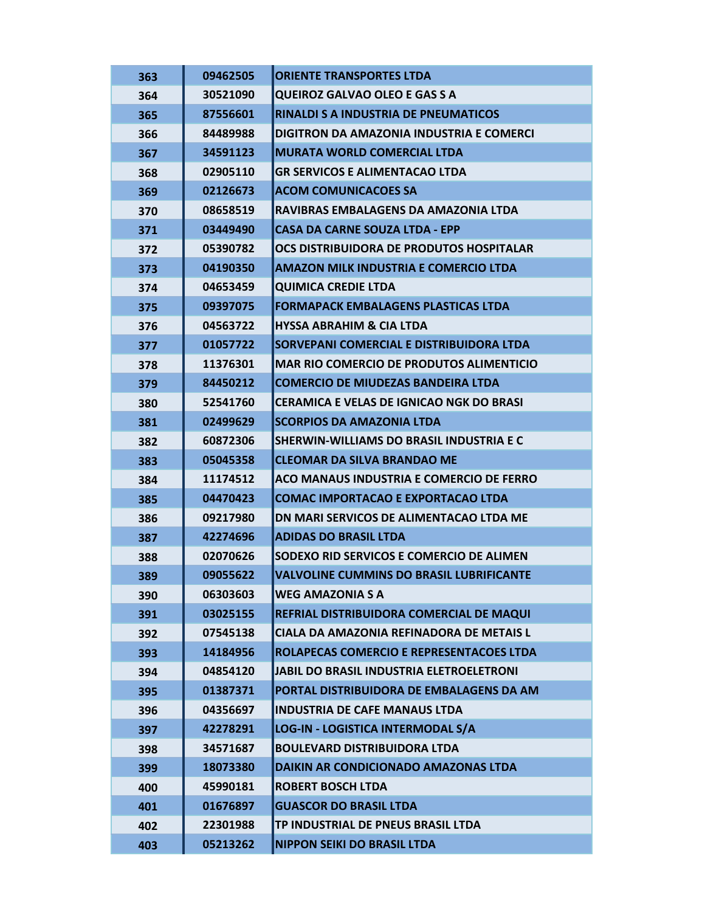| | | |
|---|---|---|
| 363 | 09462505 | ORIENTE TRANSPORTES LTDA |
| 364 | 30521090 | QUEIROZ GALVAO OLEO E GAS S A |
| 365 | 87556601 | RINALDI S A INDUSTRIA DE PNEUMATICOS |
| 366 | 84489988 | DIGITRON DA AMAZONIA INDUSTRIA E COMERCI |
| 367 | 34591123 | MURATA WORLD COMERCIAL LTDA |
| 368 | 02905110 | GR SERVICOS E ALIMENTACAO LTDA |
| 369 | 02126673 | ACOM COMUNICACOES SA |
| 370 | 08658519 | RAVIBRAS EMBALAGENS DA AMAZONIA LTDA |
| 371 | 03449490 | CASA DA CARNE SOUZA LTDA - EPP |
| 372 | 05390782 | OCS DISTRIBUIDORA DE PRODUTOS HOSPITALAR |
| 373 | 04190350 | AMAZON MILK INDUSTRIA E COMERCIO LTDA |
| 374 | 04653459 | QUIMICA CREDIE LTDA |
| 375 | 09397075 | FORMAPACK EMBALAGENS PLASTICAS LTDA |
| 376 | 04563722 | HYSSA ABRAHIM & CIA LTDA |
| 377 | 01057722 | SORVEPANI COMERCIAL E DISTRIBUIDORA LTDA |
| 378 | 11376301 | MAR RIO COMERCIO DE PRODUTOS ALIMENTICIO |
| 379 | 84450212 | COMERCIO DE MIUDEZAS BANDEIRA LTDA |
| 380 | 52541760 | CERAMICA E VELAS DE IGNICAO NGK DO BRASI |
| 381 | 02499629 | SCORPIOS DA AMAZONIA LTDA |
| 382 | 60872306 | SHERWIN-WILLIAMS DO BRASIL INDUSTRIA E C |
| 383 | 05045358 | CLEOMAR DA SILVA BRANDAO ME |
| 384 | 11174512 | ACO MANAUS INDUSTRIA E COMERCIO DE FERRO |
| 385 | 04470423 | COMAC IMPORTACAO E EXPORTACAO LTDA |
| 386 | 09217980 | DN MARI SERVICOS DE ALIMENTACAO LTDA ME |
| 387 | 42274696 | ADIDAS DO BRASIL LTDA |
| 388 | 02070626 | SODEXO RID SERVICOS E COMERCIO DE ALIMEN |
| 389 | 09055622 | VALVOLINE CUMMINS DO BRASIL LUBRIFICANTE |
| 390 | 06303603 | WEG AMAZONIA S A |
| 391 | 03025155 | REFRIAL DISTRIBUIDORA COMERCIAL DE MAQUI |
| 392 | 07545138 | CIALA DA AMAZONIA REFINADORA DE METAIS L |
| 393 | 14184956 | ROLAPECAS COMERCIO E REPRESENTACOES LTDA |
| 394 | 04854120 | JABIL DO BRASIL INDUSTRIA ELETROELETRONI |
| 395 | 01387371 | PORTAL DISTRIBUIDORA DE EMBALAGENS DA AM |
| 396 | 04356697 | INDUSTRIA DE CAFE MANAUS LTDA |
| 397 | 42278291 | LOG-IN - LOGISTICA INTERMODAL S/A |
| 398 | 34571687 | BOULEVARD DISTRIBUIDORA LTDA |
| 399 | 18073380 | DAIKIN AR CONDICIONADO AMAZONAS LTDA |
| 400 | 45990181 | ROBERT BOSCH LTDA |
| 401 | 01676897 | GUASCOR DO BRASIL LTDA |
| 402 | 22301988 | TP INDUSTRIAL DE PNEUS BRASIL LTDA |
| 403 | 05213262 | NIPPON SEIKI DO BRASIL LTDA |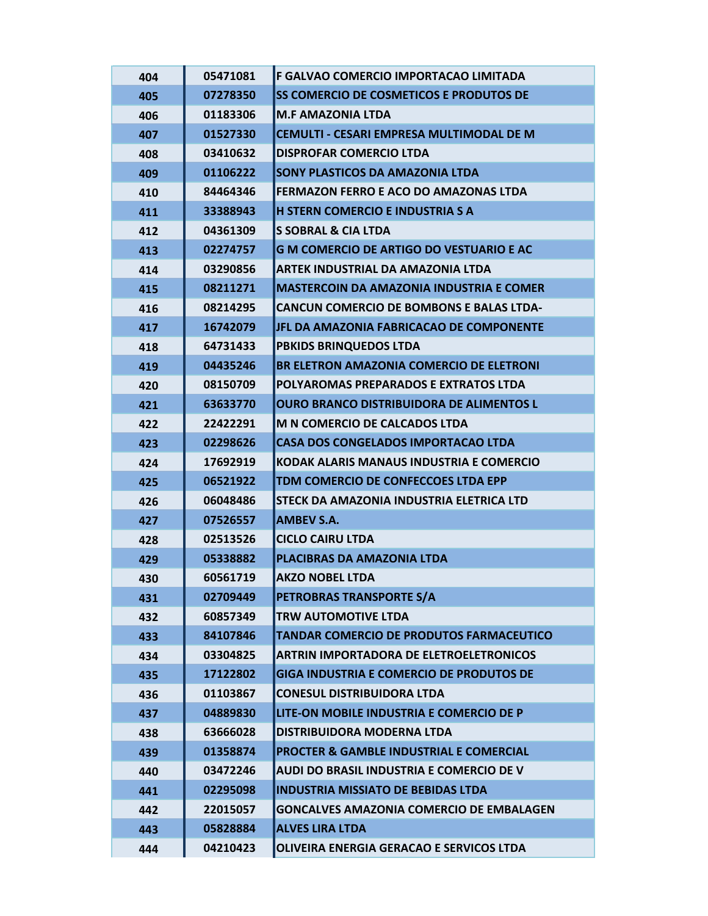| 404 | 05471081 | F GALVAO COMERCIO IMPORTACAO LIMITADA |
|---|---|---|
| 405 | 07278350 | SS COMERCIO DE COSMETICOS E PRODUTOS DE |
| 406 | 01183306 | M.F AMAZONIA LTDA |
| 407 | 01527330 | CEMULTI - CESARI EMPRESA MULTIMODAL DE M |
| 408 | 03410632 | DISPROFAR COMERCIO LTDA |
| 409 | 01106222 | SONY PLASTICOS DA AMAZONIA LTDA |
| 410 | 84464346 | FERMAZON FERRO E ACO DO AMAZONAS LTDA |
| 411 | 33388943 | H STERN COMERCIO E INDUSTRIA S A |
| 412 | 04361309 | S SOBRAL & CIA LTDA |
| 413 | 02274757 | G M COMERCIO DE ARTIGO DO VESTUARIO E AC |
| 414 | 03290856 | ARTEK INDUSTRIAL DA AMAZONIA LTDA |
| 415 | 08211271 | MASTERCOIN DA AMAZONIA INDUSTRIA E COMER |
| 416 | 08214295 | CANCUN COMERCIO DE BOMBONS E BALAS LTDA- |
| 417 | 16742079 | JFL DA AMAZONIA FABRICACAO DE COMPONENTE |
| 418 | 64731433 | PBKIDS BRINQUEDOS LTDA |
| 419 | 04435246 | BR ELETRON AMAZONIA COMERCIO DE ELETRONI |
| 420 | 08150709 | POLYAROMAS PREPARADOS E EXTRATOS LTDA |
| 421 | 63633770 | OURO BRANCO DISTRIBUIDORA DE ALIMENTOS L |
| 422 | 22422291 | M N COMERCIO DE CALCADOS LTDA |
| 423 | 02298626 | CASA DOS CONGELADOS IMPORTACAO LTDA |
| 424 | 17692919 | KODAK ALARIS MANAUS INDUSTRIA E COMERCIO |
| 425 | 06521922 | TDM COMERCIO DE CONFECCOES LTDA EPP |
| 426 | 06048486 | STECK DA AMAZONIA INDUSTRIA ELETRICA LTD |
| 427 | 07526557 | AMBEV S.A. |
| 428 | 02513526 | CICLO CAIRU LTDA |
| 429 | 05338882 | PLACIBRAS DA AMAZONIA LTDA |
| 430 | 60561719 | AKZO NOBEL LTDA |
| 431 | 02709449 | PETROBRAS TRANSPORTE S/A |
| 432 | 60857349 | TRW AUTOMOTIVE LTDA |
| 433 | 84107846 | TANDAR COMERCIO DE PRODUTOS FARMACEUTICO |
| 434 | 03304825 | ARTRIN IMPORTADORA DE ELETROELETRONICOS |
| 435 | 17122802 | GIGA INDUSTRIA E COMERCIO DE PRODUTOS DE |
| 436 | 01103867 | CONESUL DISTRIBUIDORA LTDA |
| 437 | 04889830 | LITE-ON MOBILE INDUSTRIA E COMERCIO DE P |
| 438 | 63666028 | DISTRIBUIDORA MODERNA LTDA |
| 439 | 01358874 | PROCTER & GAMBLE INDUSTRIAL E COMERCIAL |
| 440 | 03472246 | AUDI DO BRASIL INDUSTRIA E COMERCIO DE V |
| 441 | 02295098 | INDUSTRIA MISSIATO DE BEBIDAS LTDA |
| 442 | 22015057 | GONCALVES AMAZONIA COMERCIO DE EMBALAGEN |
| 443 | 05828884 | ALVES LIRA LTDA |
| 444 | 04210423 | OLIVEIRA ENERGIA GERACAO E SERVICOS LTDA |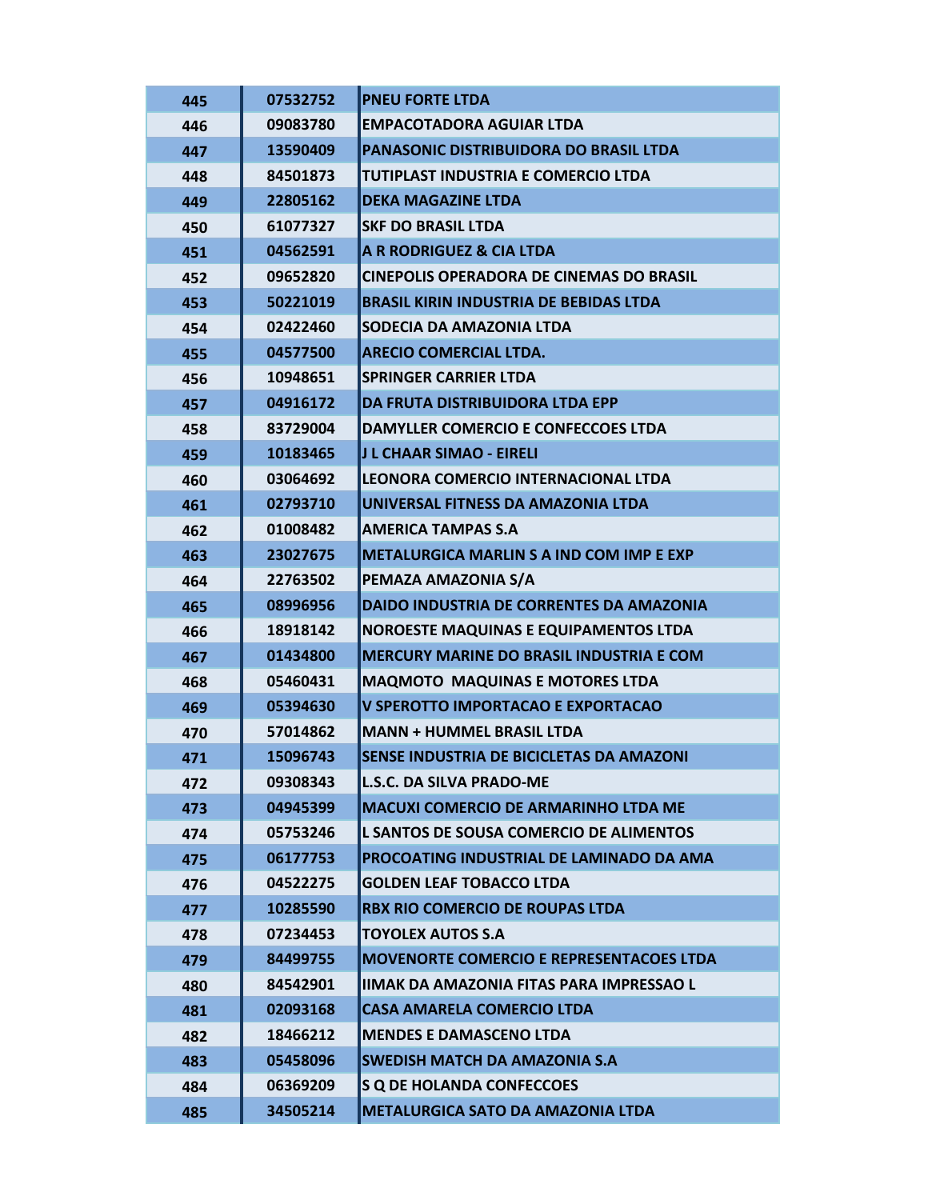| 445 | 07532752 | PNEU FORTE LTDA |
|---|---|---|
| 446 | 09083780 | EMPACOTADORA AGUIAR LTDA |
| 447 | 13590409 | PANASONIC DISTRIBUIDORA DO BRASIL LTDA |
| 448 | 84501873 | TUTIPLAST INDUSTRIA E COMERCIO LTDA |
| 449 | 22805162 | DEKA MAGAZINE LTDA |
| 450 | 61077327 | SKF DO BRASIL LTDA |
| 451 | 04562591 | A R RODRIGUEZ & CIA LTDA |
| 452 | 09652820 | CINEPOLIS OPERADORA DE CINEMAS DO BRASIL |
| 453 | 50221019 | BRASIL KIRIN INDUSTRIA DE BEBIDAS LTDA |
| 454 | 02422460 | SODECIA DA AMAZONIA LTDA |
| 455 | 04577500 | ARECIO COMERCIAL LTDA. |
| 456 | 10948651 | SPRINGER CARRIER LTDA |
| 457 | 04916172 | DA FRUTA DISTRIBUIDORA LTDA EPP |
| 458 | 83729004 | DAMYLLER COMERCIO E CONFECCOES LTDA |
| 459 | 10183465 | J L CHAAR SIMAO - EIRELI |
| 460 | 03064692 | LEONORA COMERCIO INTERNACIONAL LTDA |
| 461 | 02793710 | UNIVERSAL FITNESS DA AMAZONIA LTDA |
| 462 | 01008482 | AMERICA TAMPAS S.A |
| 463 | 23027675 | METALURGICA MARLIN S A IND COM IMP E EXP |
| 464 | 22763502 | PEMAZA AMAZONIA S/A |
| 465 | 08996956 | DAIDO INDUSTRIA DE CORRENTES DA AMAZONIA |
| 466 | 18918142 | NOROESTE MAQUINAS E EQUIPAMENTOS LTDA |
| 467 | 01434800 | MERCURY MARINE DO BRASIL INDUSTRIA E COM |
| 468 | 05460431 | MAQMOTO MAQUINAS E MOTORES LTDA |
| 469 | 05394630 | V SPEROTTO IMPORTACAO E EXPORTACAO |
| 470 | 57014862 | MANN + HUMMEL BRASIL LTDA |
| 471 | 15096743 | SENSE INDUSTRIA DE BICICLETAS DA AMAZONI |
| 472 | 09308343 | L.S.C. DA SILVA PRADO-ME |
| 473 | 04945399 | MACUXI COMERCIO DE ARMARINHO LTDA ME |
| 474 | 05753246 | L SANTOS DE SOUSA COMERCIO DE ALIMENTOS |
| 475 | 06177753 | PROCOATING INDUSTRIAL DE LAMINADO DA AMA |
| 476 | 04522275 | GOLDEN LEAF TOBACCO LTDA |
| 477 | 10285590 | RBX RIO COMERCIO DE ROUPAS LTDA |
| 478 | 07234453 | TOYOLEX AUTOS S.A |
| 479 | 84499755 | MOVENORTE COMERCIO E REPRESENTACOES LTDA |
| 480 | 84542901 | IIMAK DA AMAZONIA FITAS PARA IMPRESSAO L |
| 481 | 02093168 | CASA AMARELA COMERCIO LTDA |
| 482 | 18466212 | MENDES E DAMASCENO LTDA |
| 483 | 05458096 | SWEDISH MATCH DA AMAZONIA S.A |
| 484 | 06369209 | S Q DE HOLANDA CONFECCOES |
| 485 | 34505214 | METALURGICA SATO DA AMAZONIA LTDA |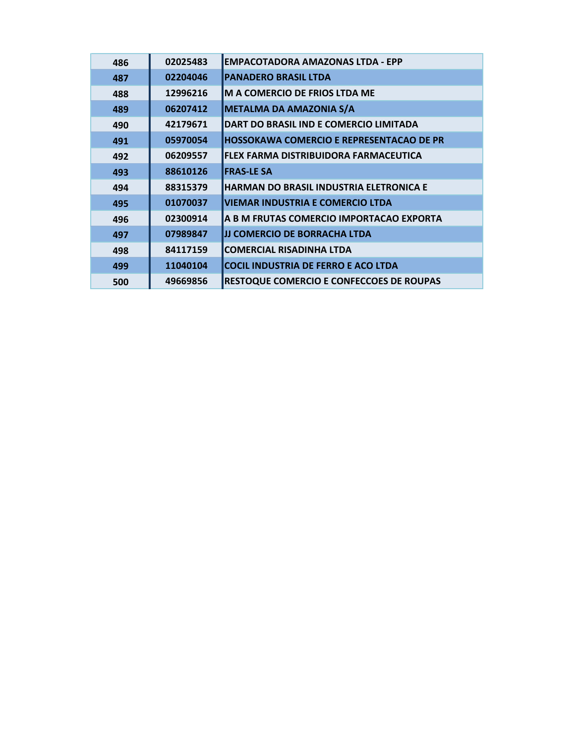| | | |
|---|---|---|
| 486 | 02025483 | EMPACOTADORA AMAZONAS LTDA - EPP |
| 487 | 02204046 | PANADERO BRASIL LTDA |
| 488 | 12996216 | M A COMERCIO DE FRIOS LTDA ME |
| 489 | 06207412 | METALMA DA AMAZONIA S/A |
| 490 | 42179671 | DART DO BRASIL IND E COMERCIO LIMITADA |
| 491 | 05970054 | HOSSOKAWA COMERCIO E REPRESENTACAO DE PR |
| 492 | 06209557 | FLEX FARMA DISTRIBUIDORA FARMACEUTICA |
| 493 | 88610126 | FRAS-LE SA |
| 494 | 88315379 | HARMAN DO BRASIL INDUSTRIA ELETRONICA E |
| 495 | 01070037 | VIEMAR INDUSTRIA E COMERCIO LTDA |
| 496 | 02300914 | A B M FRUTAS COMERCIO IMPORTACAO EXPORTA |
| 497 | 07989847 | JJ COMERCIO DE BORRACHA LTDA |
| 498 | 84117159 | COMERCIAL RISADINHA LTDA |
| 499 | 11040104 | COCIL INDUSTRIA DE FERRO E ACO LTDA |
| 500 | 49669856 | RESTOQUE COMERCIO E CONFECCOES DE ROUPAS |